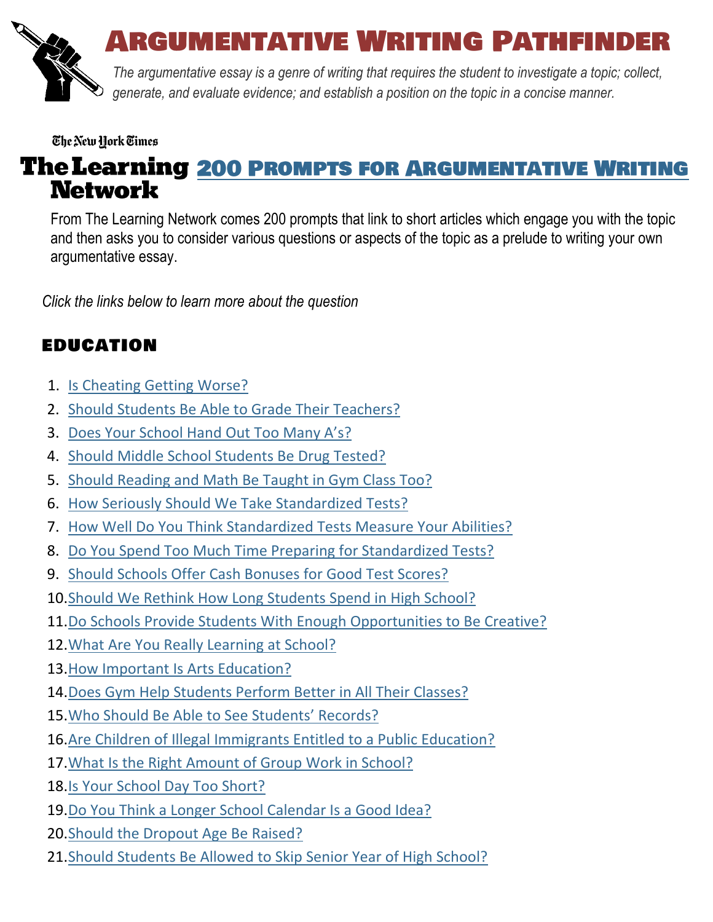# Argumentative Writing Pathfinder

*The argumentative essay is a genre of writing that requires the student to investigate a topic; collect, generate, and evaluate evidence; and establish a position on the topic in a concise manner.*

The New York Times

**The Learning Network**

## 200 Prompts for Argumentative Writing

From The Learning Network comes 200 prompts that link to short articles which engage you with the topic and then asks you to consider various questions or aspects of the topic as a prelude to writing your own argumentative essay.

*Click the links below to learn more about the question*

### EDUCATION

1. Is Cheating Getting Worse?
2. Should Students Be Able to Grade Their Teachers?
3. Does Your School Hand Out Too Many A's?
4. Should Middle School Students Be Drug Tested?
5. Should Reading and Math Be Taught in Gym Class Too?
6. How Seriously Should We Take Standardized Tests?
7. How Well Do You Think Standardized Tests Measure Your Abilities?
8. Do You Spend Too Much Time Preparing for Standardized Tests?
9. Should Schools Offer Cash Bonuses for Good Test Scores?
10. Should We Rethink How Long Students Spend in High School?
11. Do Schools Provide Students With Enough Opportunities to Be Creative?
12. What Are You Really Learning at School?
13. How Important Is Arts Education?
14. Does Gym Help Students Perform Better in All Their Classes?
15. Who Should Be Able to See Students' Records?
16. Are Children of Illegal Immigrants Entitled to a Public Education?
17. What Is the Right Amount of Group Work in School?
18. Is Your School Day Too Short?
19. Do You Think a Longer School Calendar Is a Good Idea?
20. Should the Dropout Age Be Raised?
21. Should Students Be Allowed to Skip Senior Year of High School?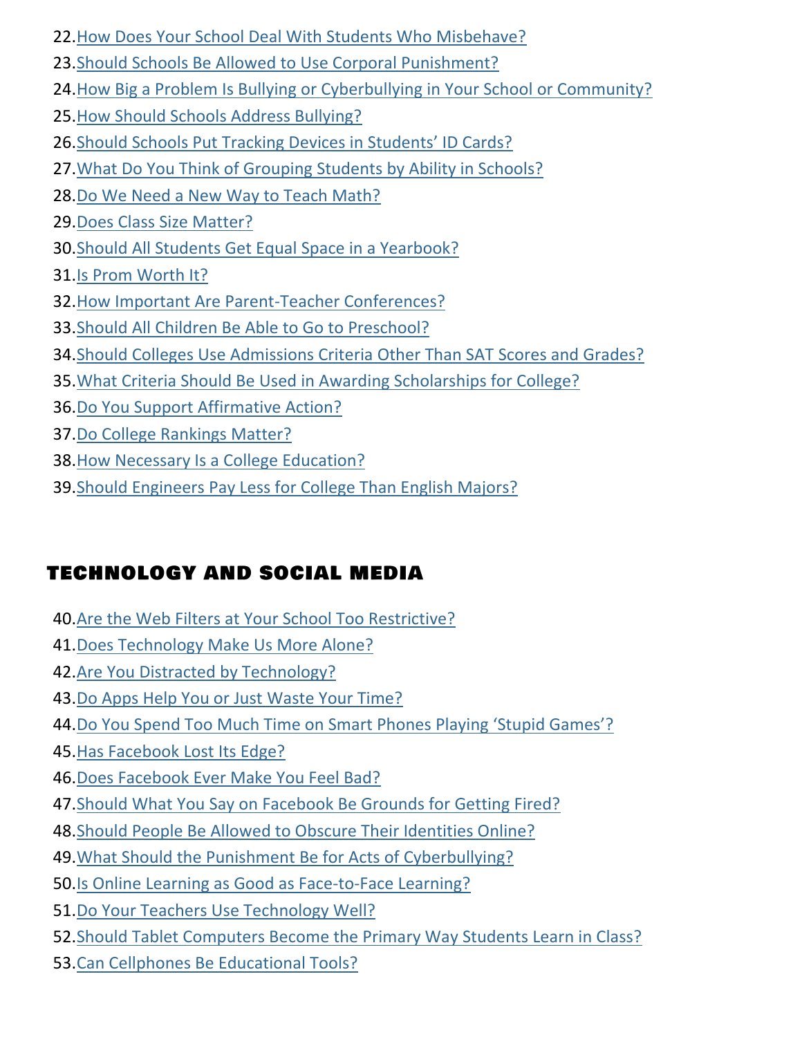22. How Does Your School Deal With Students Who Misbehave?
23. Should Schools Be Allowed to Use Corporal Punishment?
24. How Big a Problem Is Bullying or Cyberbullying in Your School or Community?
25. How Should Schools Address Bullying?
26. Should Schools Put Tracking Devices in Students' ID Cards?
27. What Do You Think of Grouping Students by Ability in Schools?
28. Do We Need a New Way to Teach Math?
29. Does Class Size Matter?
30. Should All Students Get Equal Space in a Yearbook?
31. Is Prom Worth It?
32. How Important Are Parent-Teacher Conferences?
33. Should All Children Be Able to Go to Preschool?
34. Should Colleges Use Admissions Criteria Other Than SAT Scores and Grades?
35. What Criteria Should Be Used in Awarding Scholarships for College?
36. Do You Support Affirmative Action?
37. Do College Rankings Matter?
38. How Necessary Is a College Education?
39. Should Engineers Pay Less for College Than English Majors?

## TECHNOLOGY AND SOCIAL MEDIA

40. Are the Web Filters at Your School Too Restrictive?
41. Does Technology Make Us More Alone?
42. Are You Distracted by Technology?
43. Do Apps Help You or Just Waste Your Time?
44. Do You Spend Too Much Time on Smart Phones Playing 'Stupid Games'?
45. Has Facebook Lost Its Edge?
46. Does Facebook Ever Make You Feel Bad?
47. Should What You Say on Facebook Be Grounds for Getting Fired?
48. Should People Be Allowed to Obscure Their Identities Online?
49. What Should the Punishment Be for Acts of Cyberbullying?
50. Is Online Learning as Good as Face-to-Face Learning?
51. Do Your Teachers Use Technology Well?
52. Should Tablet Computers Become the Primary Way Students Learn in Class?
53. Can Cellphones Be Educational Tools?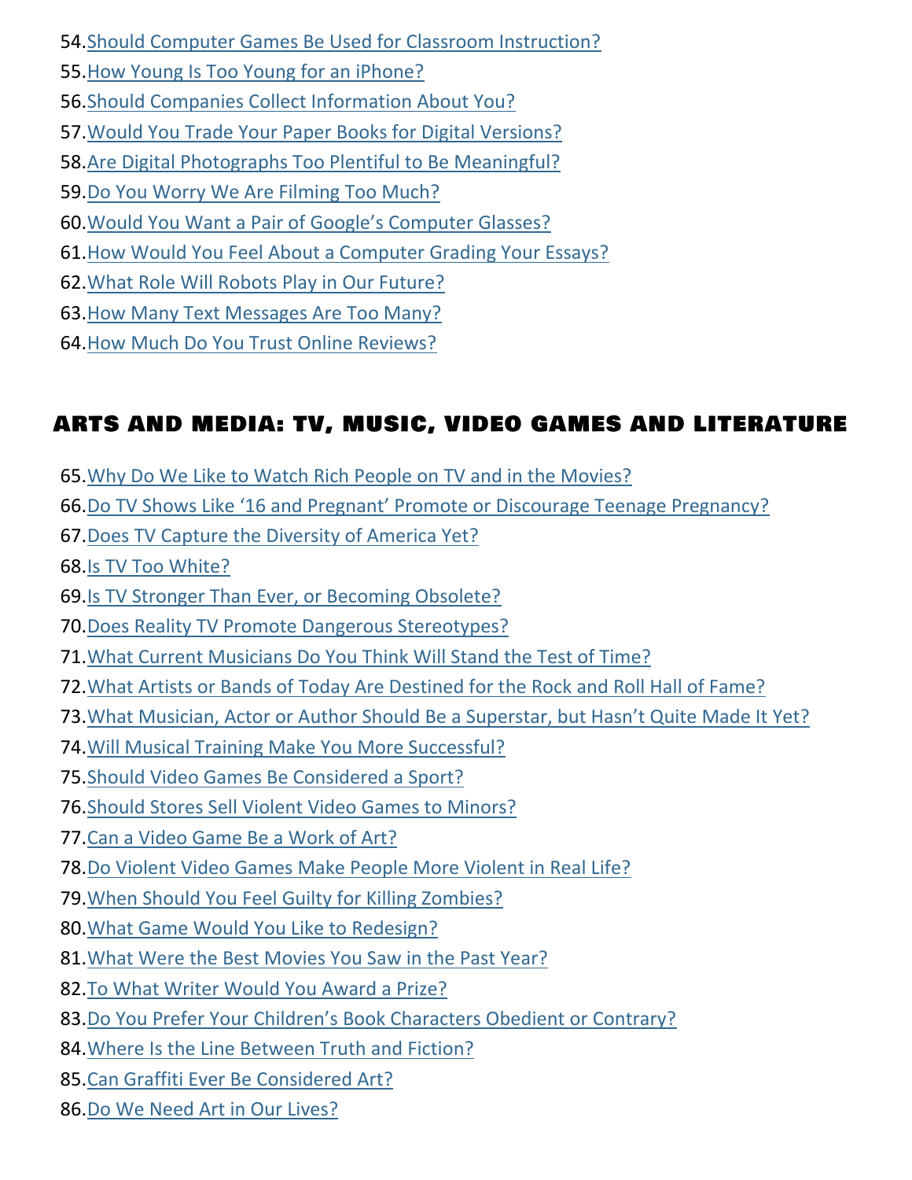54. Should Computer Games Be Used for Classroom Instruction?
55. How Young Is Too Young for an iPhone?
56. Should Companies Collect Information About You?
57. Would You Trade Your Paper Books for Digital Versions?
58. Are Digital Photographs Too Plentiful to Be Meaningful?
59. Do You Worry We Are Filming Too Much?
60. Would You Want a Pair of Google's Computer Glasses?
61. How Would You Feel About a Computer Grading Your Essays?
62. What Role Will Robots Play in Our Future?
63. How Many Text Messages Are Too Many?
64. How Much Do You Trust Online Reviews?

## ARTS AND MEDIA: TV, MUSIC, VIDEO GAMES AND LITERATURE

65. Why Do We Like to Watch Rich People on TV and in the Movies?
66. Do TV Shows Like '16 and Pregnant' Promote or Discourage Teenage Pregnancy?
67. Does TV Capture the Diversity of America Yet?
68. Is TV Too White?
69. Is TV Stronger Than Ever, or Becoming Obsolete?
70. Does Reality TV Promote Dangerous Stereotypes?
71. What Current Musicians Do You Think Will Stand the Test of Time?
72. What Artists or Bands of Today Are Destined for the Rock and Roll Hall of Fame?
73. What Musician, Actor or Author Should Be a Superstar, but Hasn't Quite Made It Yet?
74. Will Musical Training Make You More Successful?
75. Should Video Games Be Considered a Sport?
76. Should Stores Sell Violent Video Games to Minors?
77. Can a Video Game Be a Work of Art?
78. Do Violent Video Games Make People More Violent in Real Life?
79. When Should You Feel Guilty for Killing Zombies?
80. What Game Would You Like to Redesign?
81. What Were the Best Movies You Saw in the Past Year?
82. To What Writer Would You Award a Prize?
83. Do You Prefer Your Children's Book Characters Obedient or Contrary?
84. Where Is the Line Between Truth and Fiction?
85. Can Graffiti Ever Be Considered Art?
86. Do We Need Art in Our Lives?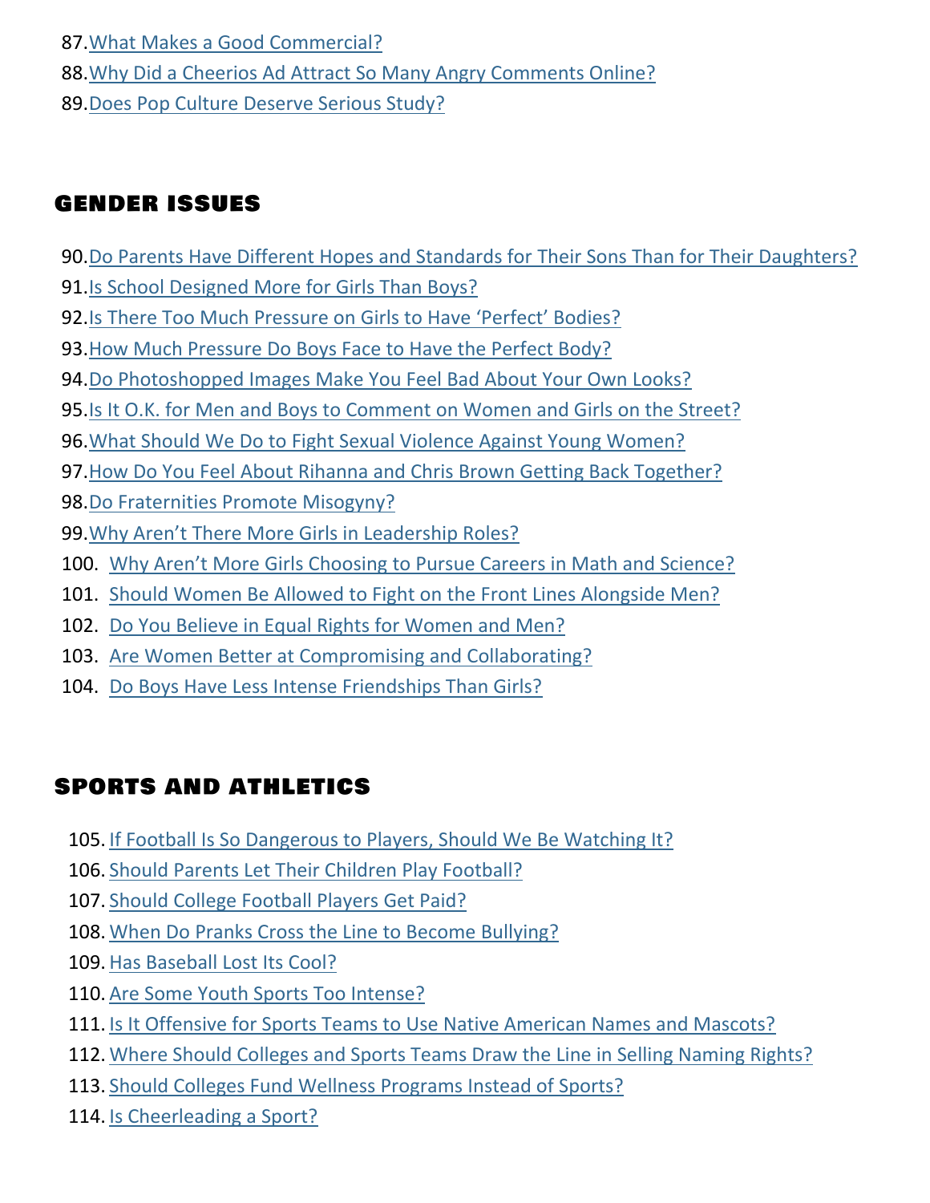87. What Makes a Good Commercial?
88. Why Did a Cheerios Ad Attract So Many Angry Comments Online?
89. Does Pop Culture Deserve Serious Study?

## GENDER ISSUES

90. Do Parents Have Different Hopes and Standards for Their Sons Than for Their Daughters?
91. Is School Designed More for Girls Than Boys?
92. Is There Too Much Pressure on Girls to Have 'Perfect' Bodies?
93. How Much Pressure Do Boys Face to Have the Perfect Body?
94. Do Photoshopped Images Make You Feel Bad About Your Own Looks?
95. Is It O.K. for Men and Boys to Comment on Women and Girls on the Street?
96. What Should We Do to Fight Sexual Violence Against Young Women?
97. How Do You Feel About Rihanna and Chris Brown Getting Back Together?
98. Do Fraternities Promote Misogyny?
99. Why Aren't There More Girls in Leadership Roles?
100. Why Aren't More Girls Choosing to Pursue Careers in Math and Science?
101. Should Women Be Allowed to Fight on the Front Lines Alongside Men?
102. Do You Believe in Equal Rights for Women and Men?
103. Are Women Better at Compromising and Collaborating?
104. Do Boys Have Less Intense Friendships Than Girls?

## SPORTS AND ATHLETICS

105. If Football Is So Dangerous to Players, Should We Be Watching It?
106. Should Parents Let Their Children Play Football?
107. Should College Football Players Get Paid?
108. When Do Pranks Cross the Line to Become Bullying?
109. Has Baseball Lost Its Cool?
110. Are Some Youth Sports Too Intense?
111. Is It Offensive for Sports Teams to Use Native American Names and Mascots?
112. Where Should Colleges and Sports Teams Draw the Line in Selling Naming Rights?
113. Should Colleges Fund Wellness Programs Instead of Sports?
114. Is Cheerleading a Sport?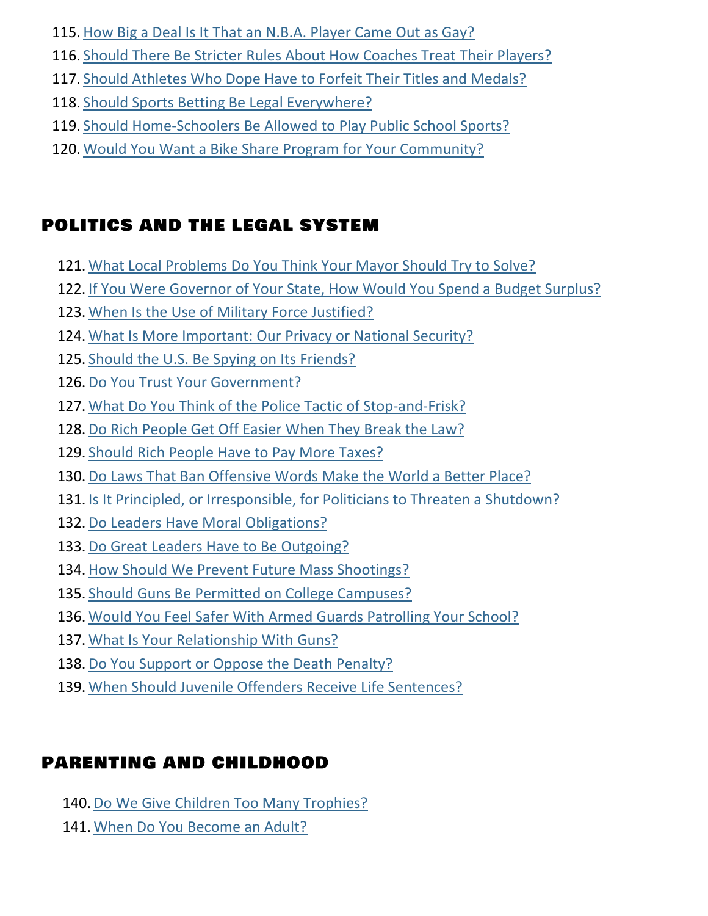115. How Big a Deal Is It That an N.B.A. Player Came Out as Gay?
116. Should There Be Stricter Rules About How Coaches Treat Their Players?
117. Should Athletes Who Dope Have to Forfeit Their Titles and Medals?
118. Should Sports Betting Be Legal Everywhere?
119. Should Home-Schoolers Be Allowed to Play Public School Sports?
120. Would You Want a Bike Share Program for Your Community?

## POLITICS AND THE LEGAL SYSTEM

121. What Local Problems Do You Think Your Mayor Should Try to Solve?
122. If You Were Governor of Your State, How Would You Spend a Budget Surplus?
123. When Is the Use of Military Force Justified?
124. What Is More Important: Our Privacy or National Security?
125. Should the U.S. Be Spying on Its Friends?
126. Do You Trust Your Government?
127. What Do You Think of the Police Tactic of Stop-and-Frisk?
128. Do Rich People Get Off Easier When They Break the Law?
129. Should Rich People Have to Pay More Taxes?
130. Do Laws That Ban Offensive Words Make the World a Better Place?
131. Is It Principled, or Irresponsible, for Politicians to Threaten a Shutdown?
132. Do Leaders Have Moral Obligations?
133. Do Great Leaders Have to Be Outgoing?
134. How Should We Prevent Future Mass Shootings?
135. Should Guns Be Permitted on College Campuses?
136. Would You Feel Safer With Armed Guards Patrolling Your School?
137. What Is Your Relationship With Guns?
138. Do You Support or Oppose the Death Penalty?
139. When Should Juvenile Offenders Receive Life Sentences?

## PARENTING AND CHILDHOOD

140. Do We Give Children Too Many Trophies?
141. When Do You Become an Adult?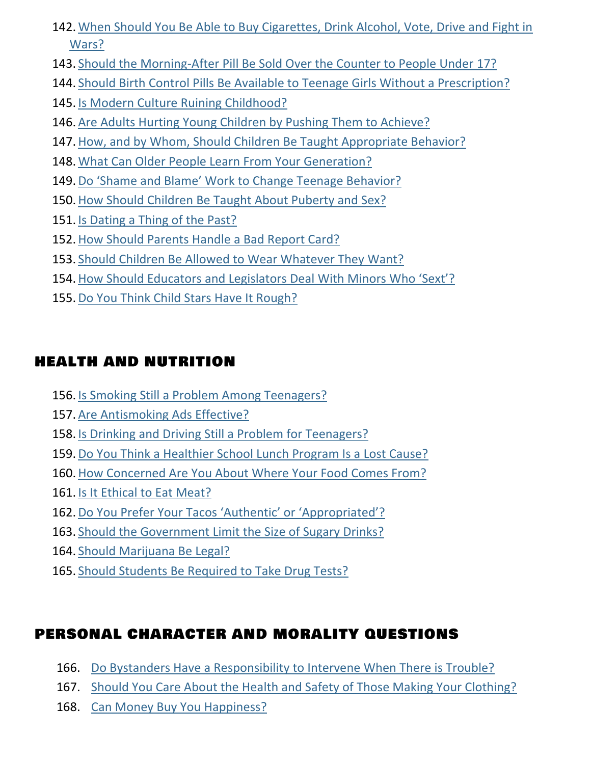142. When Should You Be Able to Buy Cigarettes, Drink Alcohol, Vote, Drive and Fight in Wars?
143. Should the Morning-After Pill Be Sold Over the Counter to People Under 17?
144. Should Birth Control Pills Be Available to Teenage Girls Without a Prescription?
145. Is Modern Culture Ruining Childhood?
146. Are Adults Hurting Young Children by Pushing Them to Achieve?
147. How, and by Whom, Should Children Be Taught Appropriate Behavior?
148. What Can Older People Learn From Your Generation?
149. Do 'Shame and Blame' Work to Change Teenage Behavior?
150. How Should Children Be Taught About Puberty and Sex?
151. Is Dating a Thing of the Past?
152. How Should Parents Handle a Bad Report Card?
153. Should Children Be Allowed to Wear Whatever They Want?
154. How Should Educators and Legislators Deal With Minors Who 'Sext'?
155. Do You Think Child Stars Have It Rough?

## HEALTH AND NUTRITION

156. Is Smoking Still a Problem Among Teenagers?
157. Are Antismoking Ads Effective?
158. Is Drinking and Driving Still a Problem for Teenagers?
159. Do You Think a Healthier School Lunch Program Is a Lost Cause?
160. How Concerned Are You About Where Your Food Comes From?
161. Is It Ethical to Eat Meat?
162. Do You Prefer Your Tacos 'Authentic' or 'Appropriated'?
163. Should the Government Limit the Size of Sugary Drinks?
164. Should Marijuana Be Legal?
165. Should Students Be Required to Take Drug Tests?

## PERSONAL CHARACTER AND MORALITY QUESTIONS

166. Do Bystanders Have a Responsibility to Intervene When There is Trouble?
167. Should You Care About the Health and Safety of Those Making Your Clothing?
168. Can Money Buy You Happiness?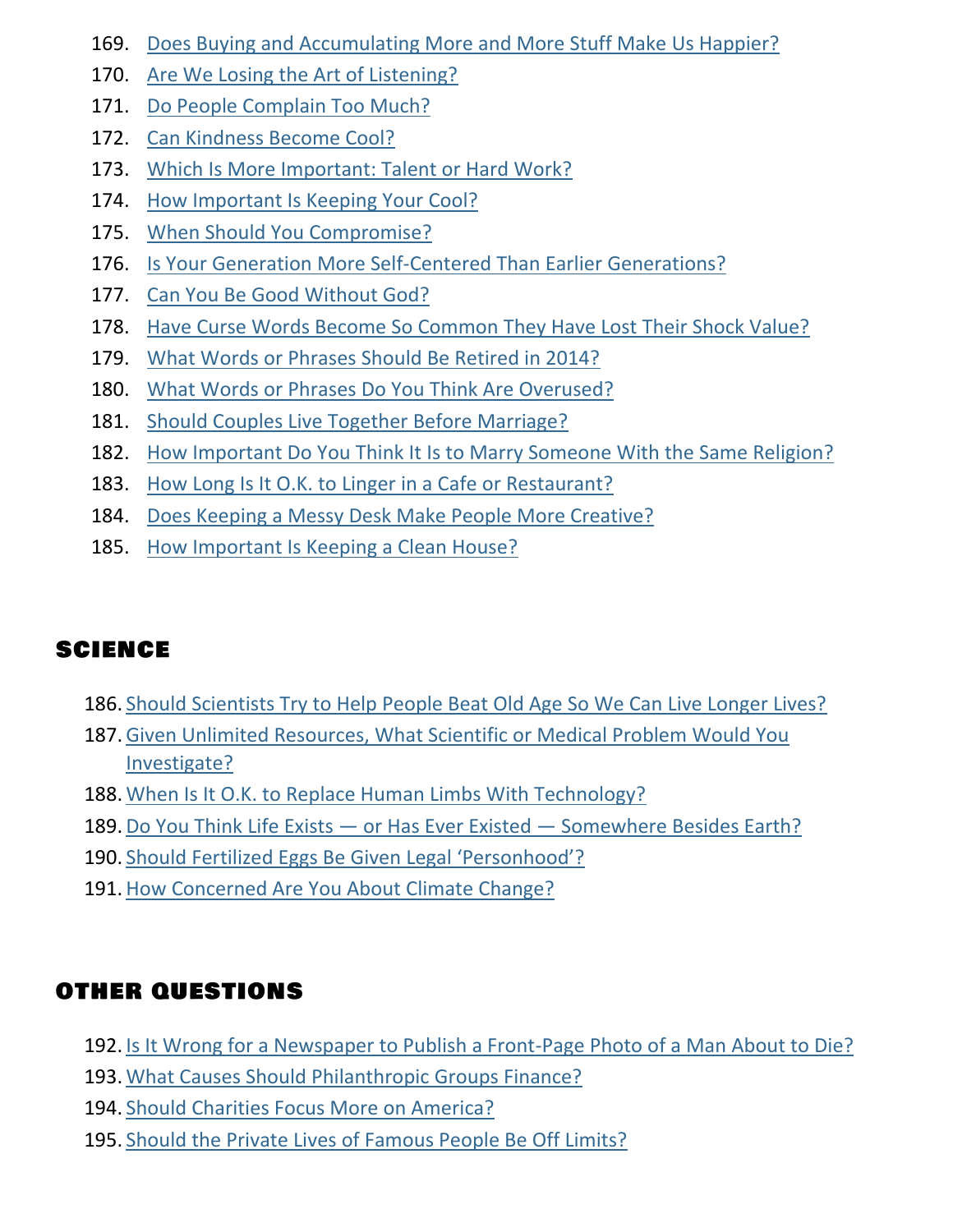169. Does Buying and Accumulating More and More Stuff Make Us Happier?
170. Are We Losing the Art of Listening?
171. Do People Complain Too Much?
172. Can Kindness Become Cool?
173. Which Is More Important: Talent or Hard Work?
174. How Important Is Keeping Your Cool?
175. When Should You Compromise?
176. Is Your Generation More Self-Centered Than Earlier Generations?
177. Can You Be Good Without God?
178. Have Curse Words Become So Common They Have Lost Their Shock Value?
179. What Words or Phrases Should Be Retired in 2014?
180. What Words or Phrases Do You Think Are Overused?
181. Should Couples Live Together Before Marriage?
182. How Important Do You Think It Is to Marry Someone With the Same Religion?
183. How Long Is It O.K. to Linger in a Cafe or Restaurant?
184. Does Keeping a Messy Desk Make People More Creative?
185. How Important Is Keeping a Clean House?

## SCIENCE

186. Should Scientists Try to Help People Beat Old Age So We Can Live Longer Lives?
187. Given Unlimited Resources, What Scientific or Medical Problem Would You Investigate?
188. When Is It O.K. to Replace Human Limbs With Technology?
189. Do You Think Life Exists — or Has Ever Existed — Somewhere Besides Earth?
190. Should Fertilized Eggs Be Given Legal 'Personhood'?
191. How Concerned Are You About Climate Change?

## OTHER QUESTIONS

192. Is It Wrong for a Newspaper to Publish a Front-Page Photo of a Man About to Die?
193. What Causes Should Philanthropic Groups Finance?
194. Should Charities Focus More on America?
195. Should the Private Lives of Famous People Be Off Limits?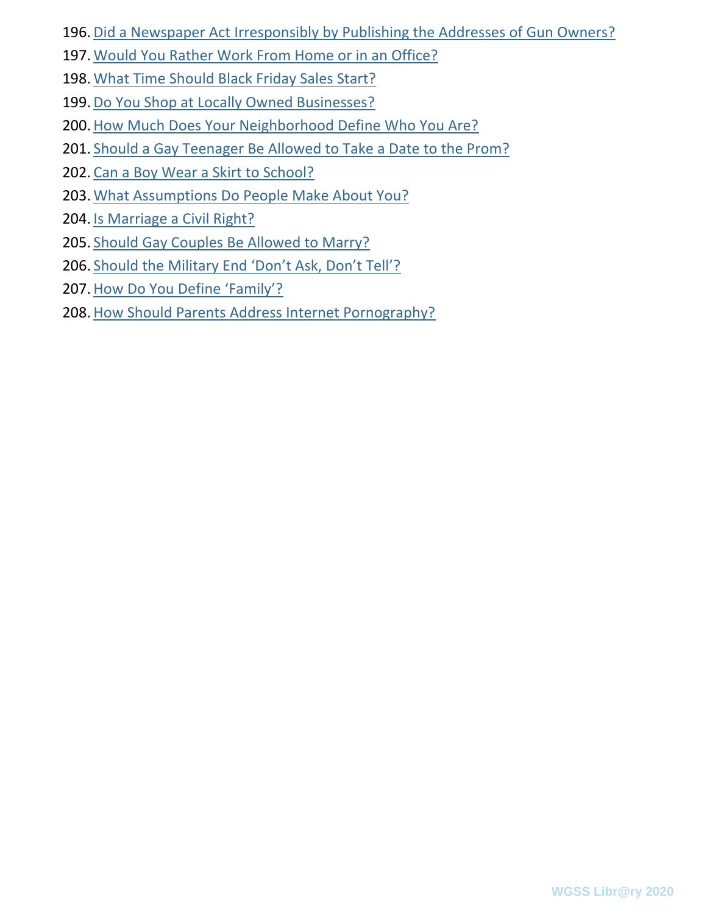196. Did a Newspaper Act Irresponsibly by Publishing the Addresses of Gun Owners?
197. Would You Rather Work From Home or in an Office?
198. What Time Should Black Friday Sales Start?
199. Do You Shop at Locally Owned Businesses?
200. How Much Does Your Neighborhood Define Who You Are?
201. Should a Gay Teenager Be Allowed to Take a Date to the Prom?
202. Can a Boy Wear a Skirt to School?
203. What Assumptions Do People Make About You?
204. Is Marriage a Civil Right?
205. Should Gay Couples Be Allowed to Marry?
206. Should the Military End 'Don't Ask, Don't Tell'?
207. How Do You Define 'Family'?
208. How Should Parents Address Internet Pornography?